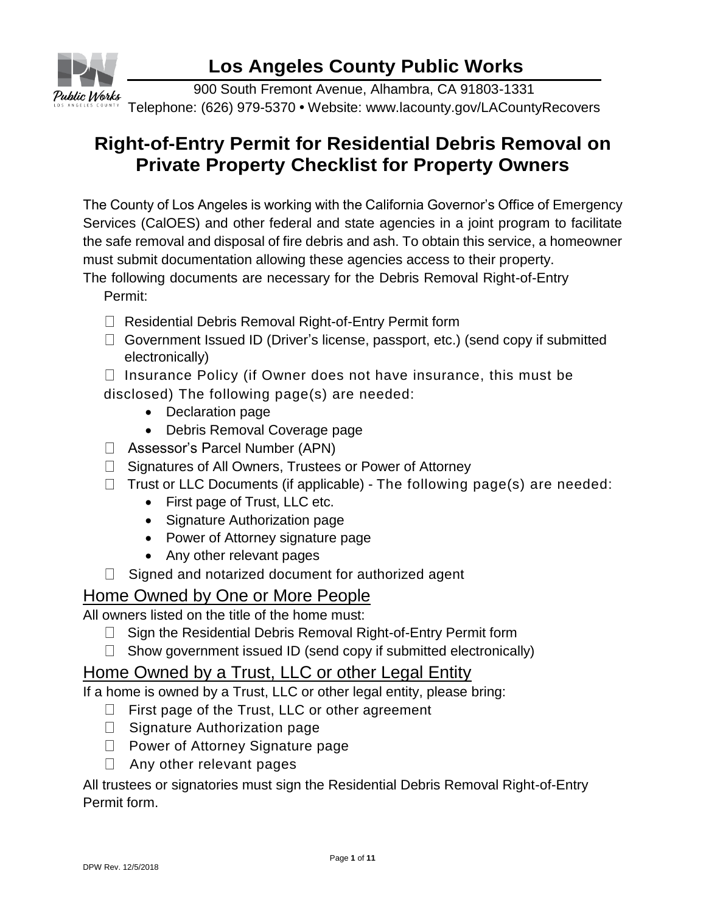# Los Angeles County Public Works

900 South Fremont Avenue, Alhambra, CA 91803-1331
Telephone: (626) 979-5370 • Website: www.lacounty.gov/LACountyRecovers

## Right-of-Entry Permit for Residential Debris Removal on Private Property Checklist for Property Owners

The County of Los Angeles is working with the California Governor's Office of Emergency Services (CalOES) and other federal and state agencies in a joint program to facilitate the safe removal and disposal of fire debris and ash. To obtain this service, a homeowner must submit documentation allowing these agencies access to their property.
The following documents are necessary for the Debris Removal Right-of-Entry Permit:

- ☐ Residential Debris Removal Right-of-Entry Permit form
- ☐ Government Issued ID (Driver's license, passport, etc.) (send copy if submitted electronically)
- ☐ Insurance Policy (if Owner does not have insurance, this must be disclosed) The following page(s) are needed:
  - Declaration page
  - Debris Removal Coverage page
- ☐ Assessor's Parcel Number (APN)
- ☐ Signatures of All Owners, Trustees or Power of Attorney
- ☐ Trust or LLC Documents (if applicable) - The following page(s) are needed:
  - First page of Trust, LLC etc.
  - Signature Authorization page
  - Power of Attorney signature page
  - Any other relevant pages
- ☐ Signed and notarized document for authorized agent

### Home Owned by One or More People

All owners listed on the title of the home must:

- ☐ Sign the Residential Debris Removal Right-of-Entry Permit form
- ☐ Show government issued ID (send copy if submitted electronically)

### Home Owned by a Trust, LLC or other Legal Entity

If a home is owned by a Trust, LLC or other legal entity, please bring:

- ☐ First page of the Trust, LLC or other agreement
- ☐ Signature Authorization page
- ☐ Power of Attorney Signature page
- ☐ Any other relevant pages

All trustees or signatories must sign the Residential Debris Removal Right-of-Entry Permit form.

DPW Rev. 12/5/2018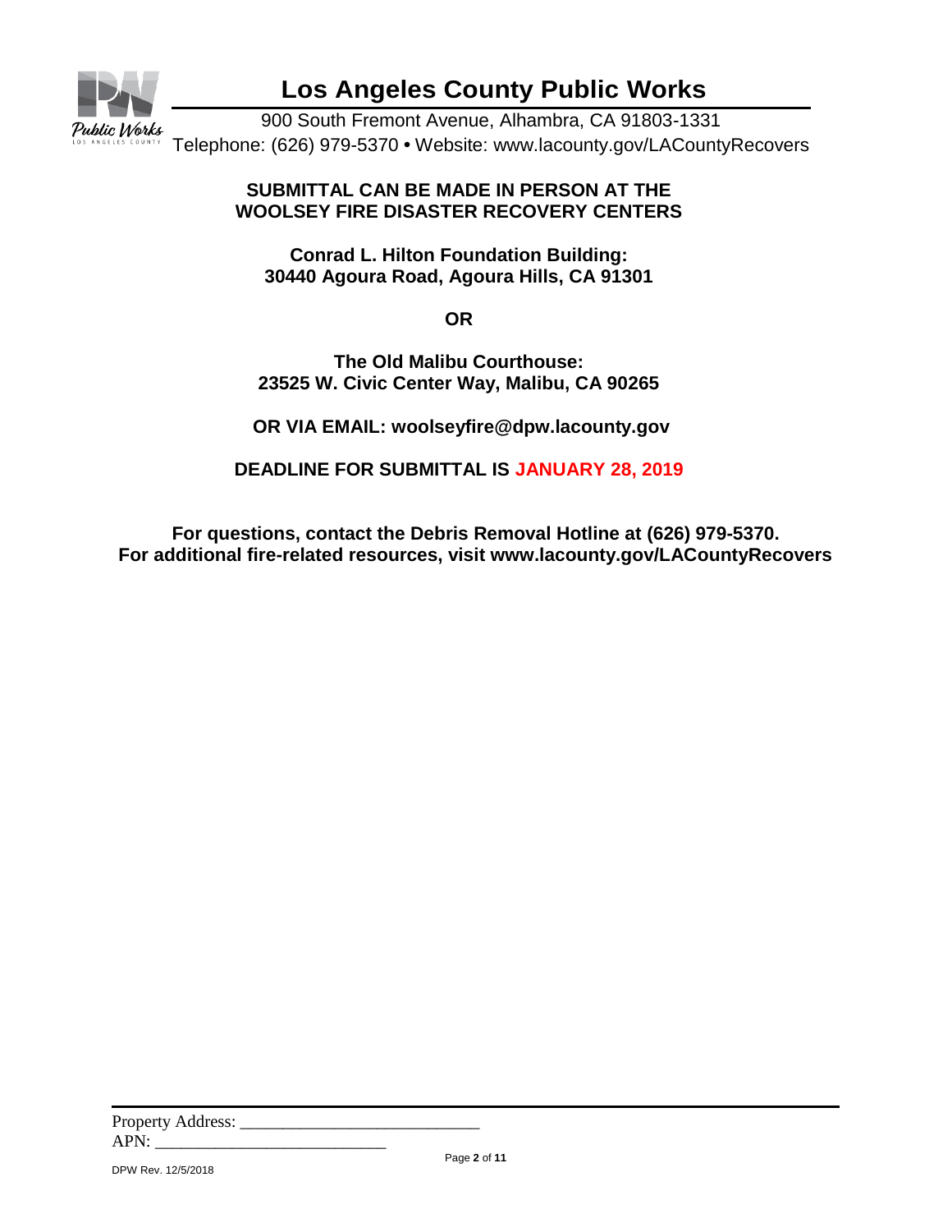# Los Angeles County Public Works

900 South Fremont Avenue, Alhambra, CA 91803-1331
Telephone: (626) 979-5370 • Website: www.lacounty.gov/LACountyRecovers

**SUBMITTAL CAN BE MADE IN PERSON AT THE WOOLSEY FIRE DISASTER RECOVERY CENTERS**

**Conrad L. Hilton Foundation Building:**
**30440 Agoura Road, Agoura Hills, CA 91301**

**OR**

**The Old Malibu Courthouse:**
**23525 W. Civic Center Way, Malibu, CA 90265**

**OR VIA EMAIL: woolseyfire@dpw.lacounty.gov**

**DEADLINE FOR SUBMITTAL IS JANUARY 28, 2019**

**For questions, contact the Debris Removal Hotline at (626) 979-5370.**
**For additional fire-related resources, visit www.lacounty.gov/LACountyRecovers**

Property Address: ____________________________
APN: ___________________________

DPW Rev. 12/5/2018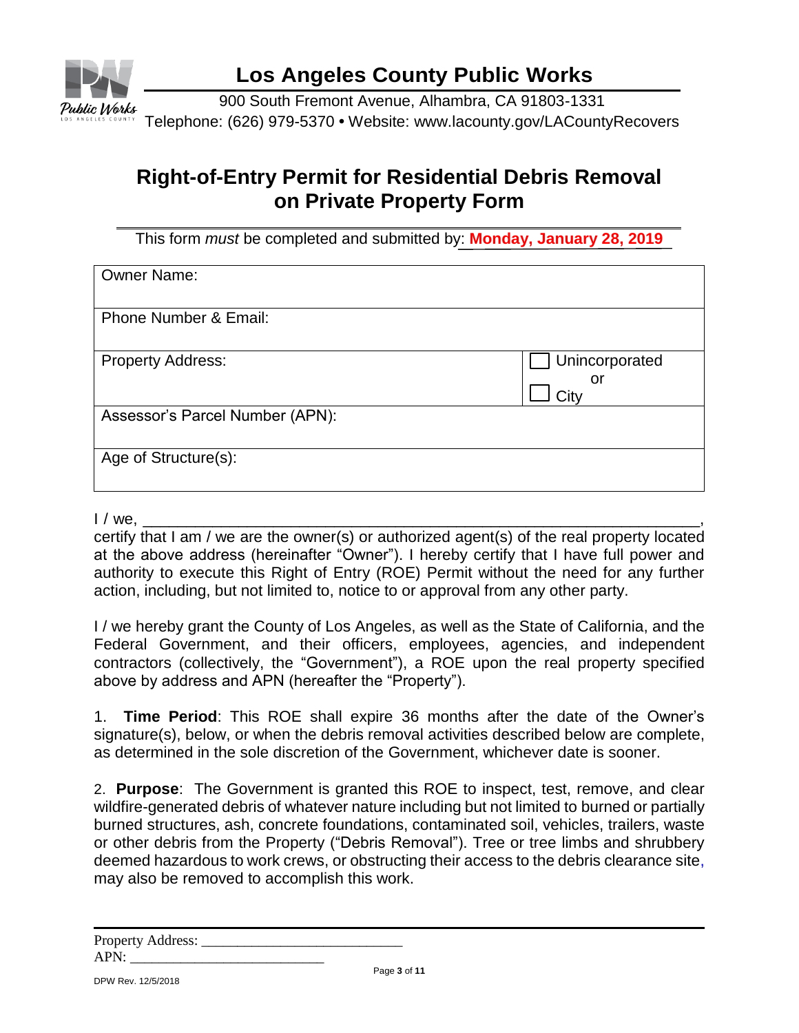# Los Angeles County Public Works

900 South Fremont Avenue, Alhambra, CA 91803-1331
Telephone: (626) 979-5370 • Website: www.lacounty.gov/LACountyRecovers

## Right-of-Entry Permit for Residential Debris Removal on Private Property Form

This form *must* be completed and submitted by: **Monday, January 28, 2019**

| Owner Name: | |
|---|---|
| Phone Number & Email: | |
| Property Address: | ☐ Unincorporated or ☐ City |
| Assessor's Parcel Number (APN): | |
| Age of Structure(s): | |

I / we, ________________________________________________________________,
certify that I am / we are the owner(s) or authorized agent(s) of the real property located at the above address (hereinafter "Owner"). I hereby certify that I have full power and authority to execute this Right of Entry (ROE) Permit without the need for any further action, including, but not limited to, notice to or approval from any other party.

I / we hereby grant the County of Los Angeles, as well as the State of California, and the Federal Government, and their officers, employees, agencies, and independent contractors (collectively, the "Government"), a ROE upon the real property specified above by address and APN (hereafter the "Property").

1. **Time Period**: This ROE shall expire 36 months after the date of the Owner's signature(s), below, or when the debris removal activities described below are complete, as determined in the sole discretion of the Government, whichever date is sooner.

2. **Purpose**: The Government is granted this ROE to inspect, test, remove, and clear wildfire-generated debris of whatever nature including but not limited to burned or partially burned structures, ash, concrete foundations, contaminated soil, vehicles, trailers, waste or other debris from the Property ("Debris Removal"). Tree or tree limbs and shrubbery deemed hazardous to work crews, or obstructing their access to the debris clearance site, may also be removed to accomplish this work.

Property Address: ____________________________
APN: ___________________________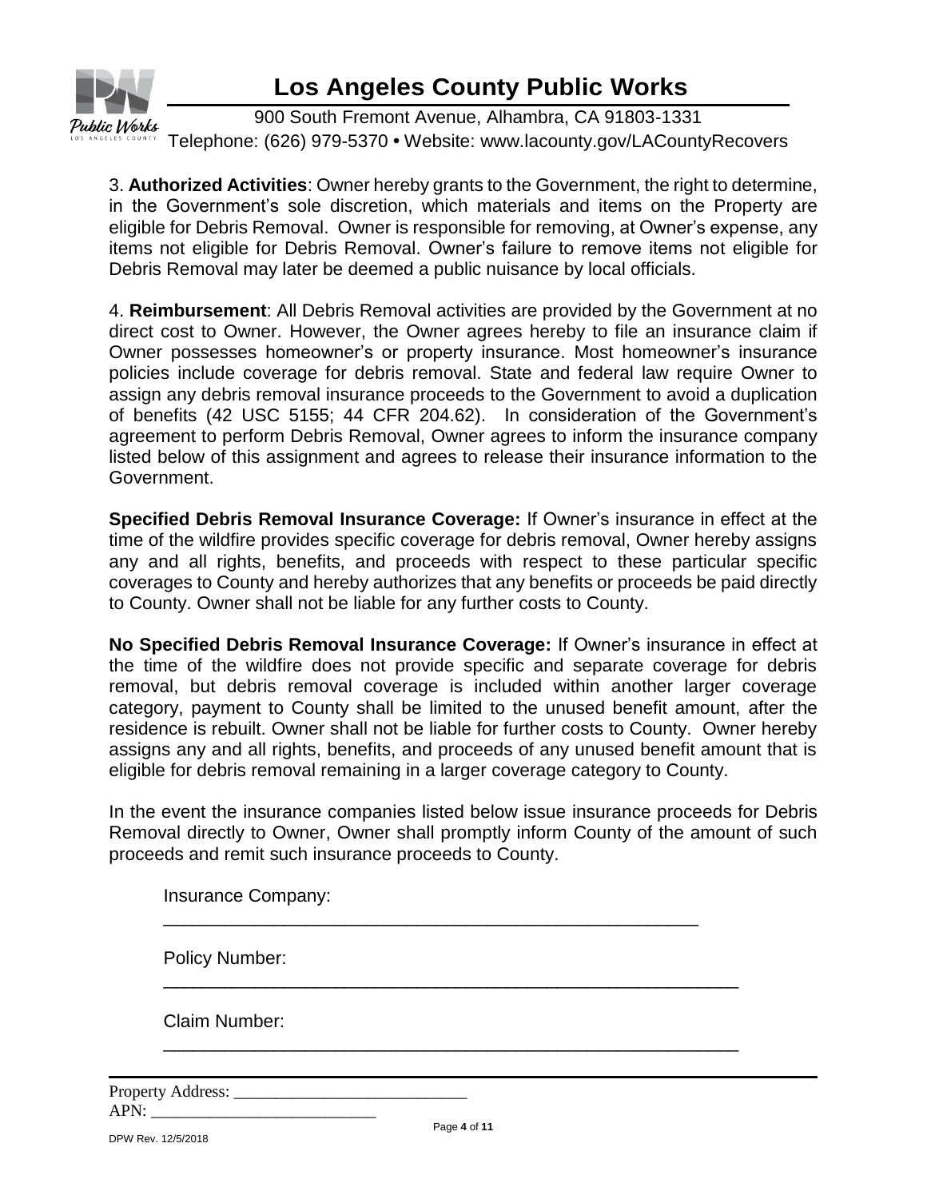3. **Authorized Activities**: Owner hereby grants to the Government, the right to determine, in the Government's sole discretion, which materials and items on the Property are eligible for Debris Removal. Owner is responsible for removing, at Owner's expense, any items not eligible for Debris Removal. Owner's failure to remove items not eligible for Debris Removal may later be deemed a public nuisance by local officials.

4. **Reimbursement**: All Debris Removal activities are provided by the Government at no direct cost to Owner. However, the Owner agrees hereby to file an insurance claim if Owner possesses homeowner's or property insurance. Most homeowner's insurance policies include coverage for debris removal. State and federal law require Owner to assign any debris removal insurance proceeds to the Government to avoid a duplication of benefits (42 USC 5155; 44 CFR 204.62). In consideration of the Government's agreement to perform Debris Removal, Owner agrees to inform the insurance company listed below of this assignment and agrees to release their insurance information to the Government.

**Specified Debris Removal Insurance Coverage:** If Owner's insurance in effect at the time of the wildfire provides specific coverage for debris removal, Owner hereby assigns any and all rights, benefits, and proceeds with respect to these particular specific coverages to County and hereby authorizes that any benefits or proceeds be paid directly to County. Owner shall not be liable for any further costs to County.

**No Specified Debris Removal Insurance Coverage:** If Owner's insurance in effect at the time of the wildfire does not provide specific and separate coverage for debris removal, but debris removal coverage is included within another larger coverage category, payment to County shall be limited to the unused benefit amount, after the residence is rebuilt. Owner shall not be liable for further costs to County. Owner hereby assigns any and all rights, benefits, and proceeds of any unused benefit amount that is eligible for debris removal remaining in a larger coverage category to County.

In the event the insurance companies listed below issue insurance proceeds for Debris Removal directly to Owner, Owner shall promptly inform County of the amount of such proceeds and remit such insurance proceeds to County.

Insurance Company: ________________________________________________

Policy Number: ____________________________________________________

Claim Number: ____________________________________________________

Property Address: ____________________________
APN: ___________________________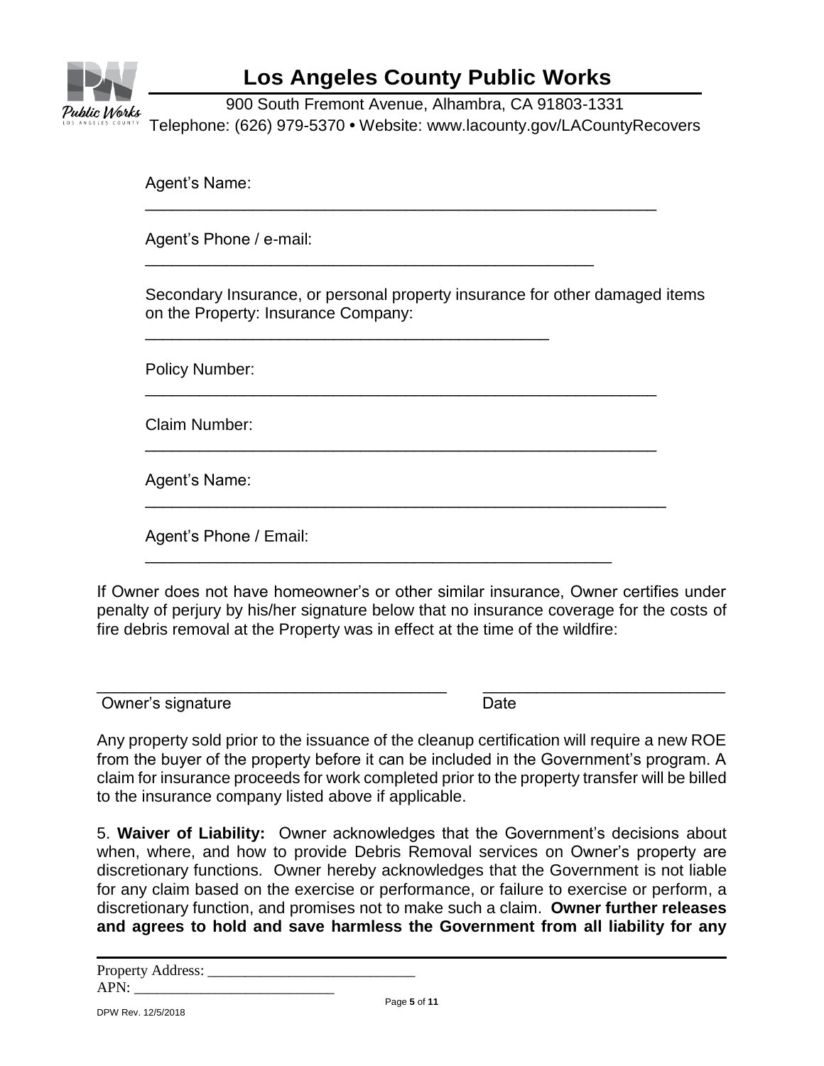Agent's Name: ____________________________________________________________

Agent's Phone / e-mail: _____________________________________________________

Secondary Insurance, or personal property insurance for other damaged items on the Property: Insurance Company: _______________________________________________

Policy Number: ____________________________________________________________

Claim Number: _____________________________________________________________

Agent's Name: _____________________________________________________________

Agent's Phone / Email: ______________________________________________________

If Owner does not have homeowner's or other similar insurance, Owner certifies under penalty of perjury by his/her signature below that no insurance coverage for the costs of fire debris removal at the Property was in effect at the time of the wildfire:

_________________________________________ ____________________________

Owner's signature Date

Any property sold prior to the issuance of the cleanup certification will require a new ROE from the buyer of the property before it can be included in the Government's program. A claim for insurance proceeds for work completed prior to the property transfer will be billed to the insurance company listed above if applicable.

5. **Waiver of Liability:** Owner acknowledges that the Government's decisions about when, where, and how to provide Debris Removal services on Owner's property are discretionary functions. Owner hereby acknowledges that the Government is not liable for any claim based on the exercise or performance, or failure to exercise or perform, a discretionary function, and promises not to make such a claim. **Owner further releases and agrees to hold and save harmless the Government from all liability for any**

Property Address: ____________________________

APN: ___________________________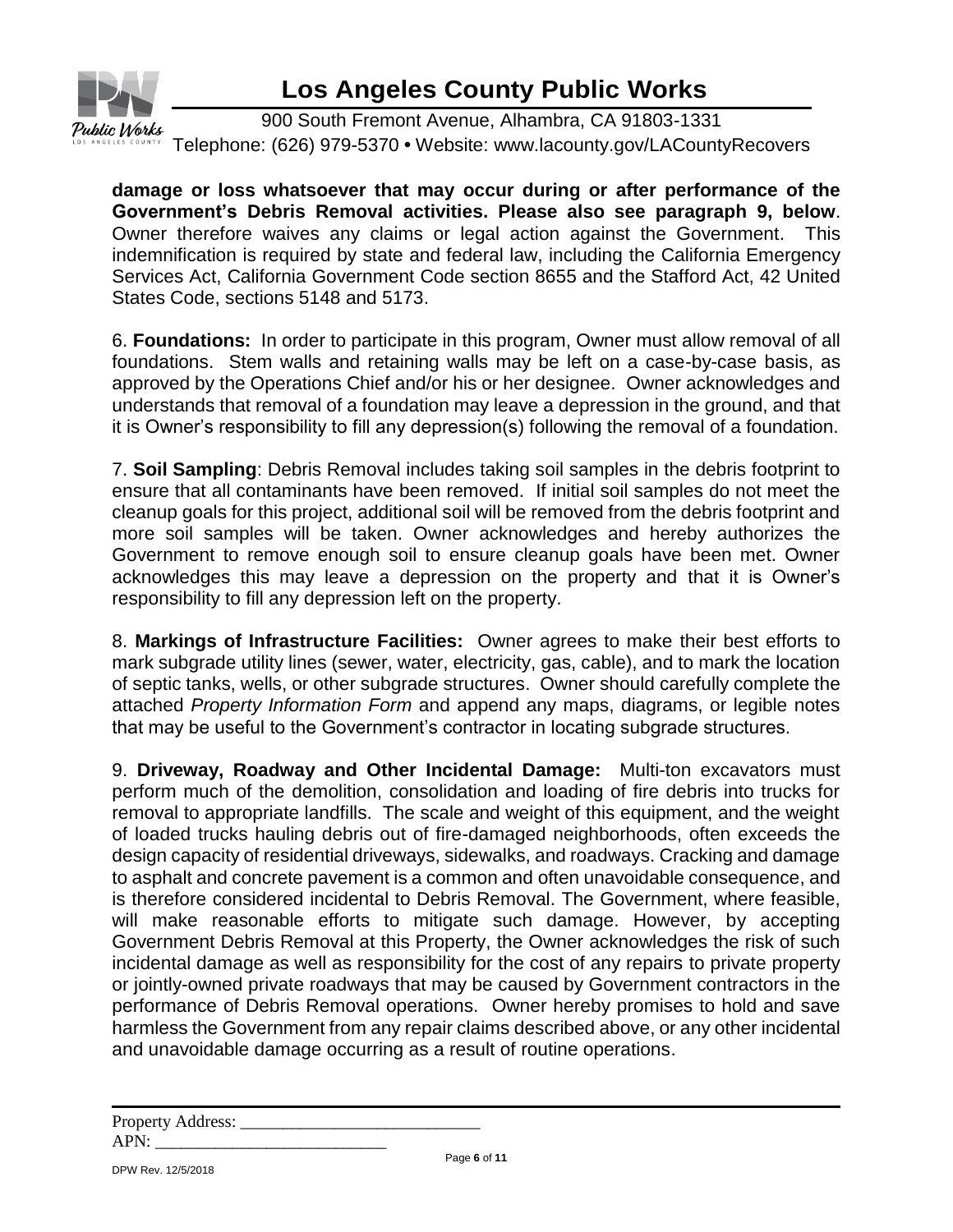**damage or loss whatsoever that may occur during or after performance of the Government's Debris Removal activities. Please also see paragraph 9, below**. Owner therefore waives any claims or legal action against the Government. This indemnification is required by state and federal law, including the California Emergency Services Act, California Government Code section 8655 and the Stafford Act, 42 United States Code, sections 5148 and 5173.

6. **Foundations:** In order to participate in this program, Owner must allow removal of all foundations. Stem walls and retaining walls may be left on a case-by-case basis, as approved by the Operations Chief and/or his or her designee. Owner acknowledges and understands that removal of a foundation may leave a depression in the ground, and that it is Owner's responsibility to fill any depression(s) following the removal of a foundation.

7. **Soil Sampling**: Debris Removal includes taking soil samples in the debris footprint to ensure that all contaminants have been removed. If initial soil samples do not meet the cleanup goals for this project, additional soil will be removed from the debris footprint and more soil samples will be taken. Owner acknowledges and hereby authorizes the Government to remove enough soil to ensure cleanup goals have been met. Owner acknowledges this may leave a depression on the property and that it is Owner's responsibility to fill any depression left on the property.

8. **Markings of Infrastructure Facilities:** Owner agrees to make their best efforts to mark subgrade utility lines (sewer, water, electricity, gas, cable), and to mark the location of septic tanks, wells, or other subgrade structures. Owner should carefully complete the attached *Property Information Form* and append any maps, diagrams, or legible notes that may be useful to the Government's contractor in locating subgrade structures.

9. **Driveway, Roadway and Other Incidental Damage:** Multi-ton excavators must perform much of the demolition, consolidation and loading of fire debris into trucks for removal to appropriate landfills. The scale and weight of this equipment, and the weight of loaded trucks hauling debris out of fire-damaged neighborhoods, often exceeds the design capacity of residential driveways, sidewalks, and roadways. Cracking and damage to asphalt and concrete pavement is a common and often unavoidable consequence, and is therefore considered incidental to Debris Removal. The Government, where feasible, will make reasonable efforts to mitigate such damage. However, by accepting Government Debris Removal at this Property, the Owner acknowledges the risk of such incidental damage as well as responsibility for the cost of any repairs to private property or jointly-owned private roadways that may be caused by Government contractors in the performance of Debris Removal operations. Owner hereby promises to hold and save harmless the Government from any repair claims described above, or any other incidental and unavoidable damage occurring as a result of routine operations.

Property Address: ____________________________
APN: ___________________________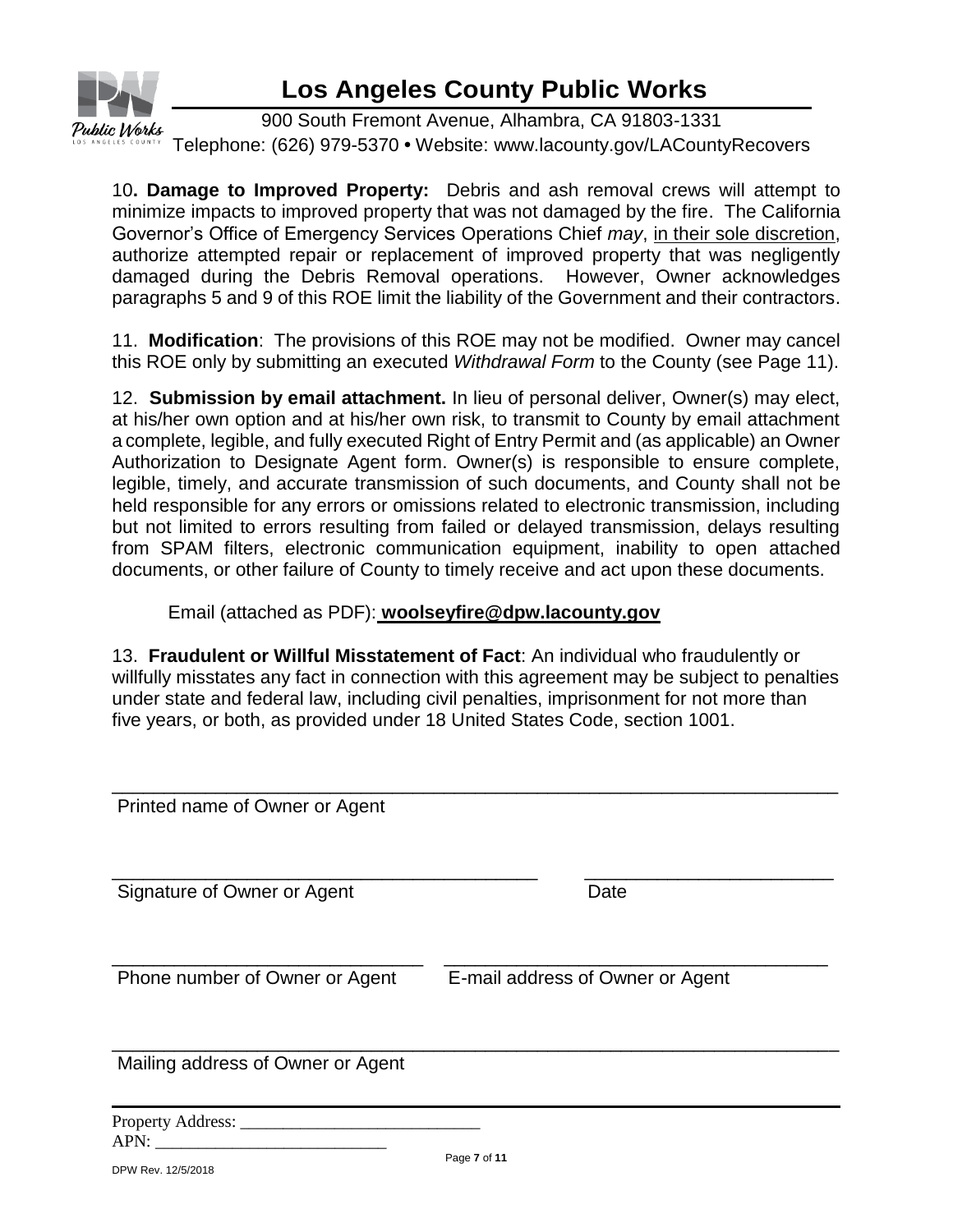10**. Damage to Improved Property:** Debris and ash removal crews will attempt to minimize impacts to improved property that was not damaged by the fire. The California Governor's Office of Emergency Services Operations Chief *may*, in their sole discretion, authorize attempted repair or replacement of improved property that was negligently damaged during the Debris Removal operations. However, Owner acknowledges paragraphs 5 and 9 of this ROE limit the liability of the Government and their contractors.

11. **Modification**: The provisions of this ROE may not be modified. Owner may cancel this ROE only by submitting an executed *Withdrawal Form* to the County (see Page 11).

12. **Submission by email attachment.** In lieu of personal deliver, Owner(s) may elect, at his/her own option and at his/her own risk, to transmit to County by email attachment a complete, legible, and fully executed Right of Entry Permit and (as applicable) an Owner Authorization to Designate Agent form. Owner(s) is responsible to ensure complete, legible, timely, and accurate transmission of such documents, and County shall not be held responsible for any errors or omissions related to electronic transmission, including but not limited to errors resulting from failed or delayed transmission, delays resulting from SPAM filters, electronic communication equipment, inability to open attached documents, or other failure of County to timely receive and act upon these documents.

Email (attached as PDF): **woolseyfire@dpw.lacounty.gov**

13. **Fraudulent or Willful Misstatement of Fact**: An individual who fraudulently or willfully misstates any fact in connection with this agreement may be subject to penalties under state and federal law, including civil penalties, imprisonment for not more than five years, or both, as provided under 18 United States Code, section 1001.

_______________________________________________

Printed name of Owner or Agent

_______________________________ _______________

Signature of Owner or Agent Date

____________________ ______________________

Phone number of Owner or Agent E-mail address of Owner or Agent

_______________________________________________

Mailing address of Owner or Agent

Property Address: ____________________________

APN: ___________________________

DPW Rev. 12/5/2018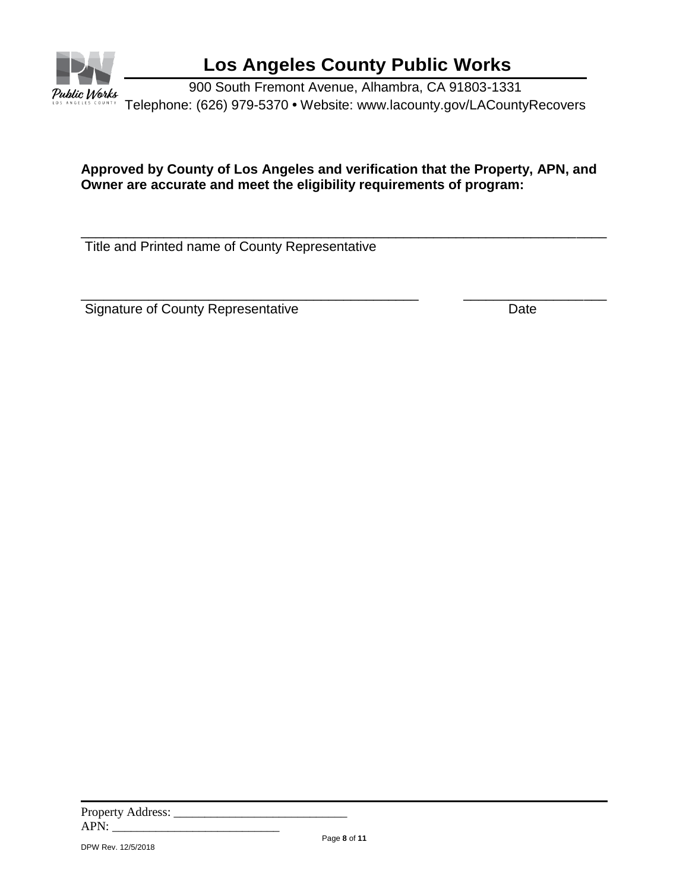**Approved by County of Los Angeles and verification that the Property, APN, and Owner are accurate and meet the eligibility requirements of program:**

______________________________________________________________________________
Title and Printed name of County Representative

_________________________________________________ ____________________
Signature of County Representative Date

Property Address: ____________________________
APN: ___________________________

DPW Rev. 12/5/2018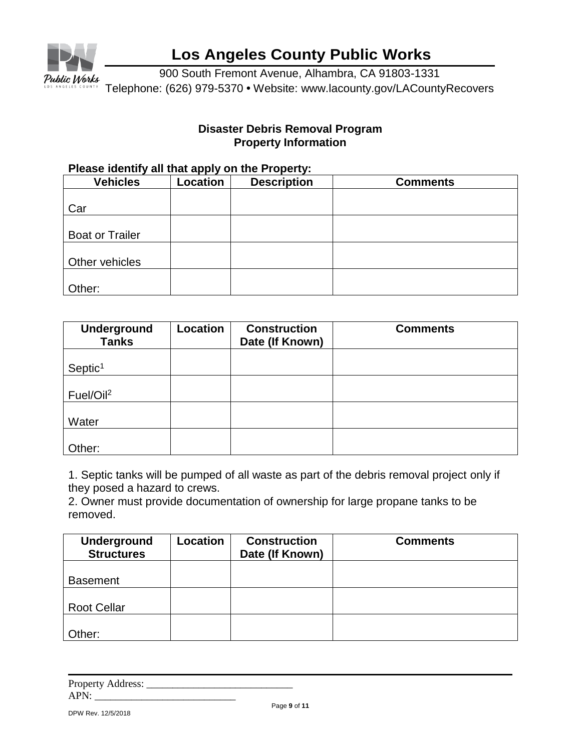# Los Angeles County Public Works

900 South Fremont Avenue, Alhambra, CA 91803-1331
Telephone: (626) 979-5370 • Website: www.lacounty.gov/LACountyRecovers

## Disaster Debris Removal Program
## Property Information

**Please identify all that apply on the Property:**

| Vehicles | Location | Description | Comments |
|---|---|---|---|
| Car | | | |
| Boat or Trailer | | | |
| Other vehicles | | | |
| Other: | | | |

| Underground Tanks | Location | Construction Date (If Known) | Comments |
|---|---|---|---|
| Septic[1] | | | |
| Fuel/Oil[2] | | | |
| Water | | | |
| Other: | | | |

1. Septic tanks will be pumped of all waste as part of the debris removal project only if they posed a hazard to crews.
2. Owner must provide documentation of ownership for large propane tanks to be removed.

| Underground Structures | Location | Construction Date (If Known) | Comments |
|---|---|---|---|
| Basement | | | |
| Root Cellar | | | |
| Other: | | | |

Property Address: ______________________________
APN: ____________________________

DPW Rev. 12/5/2018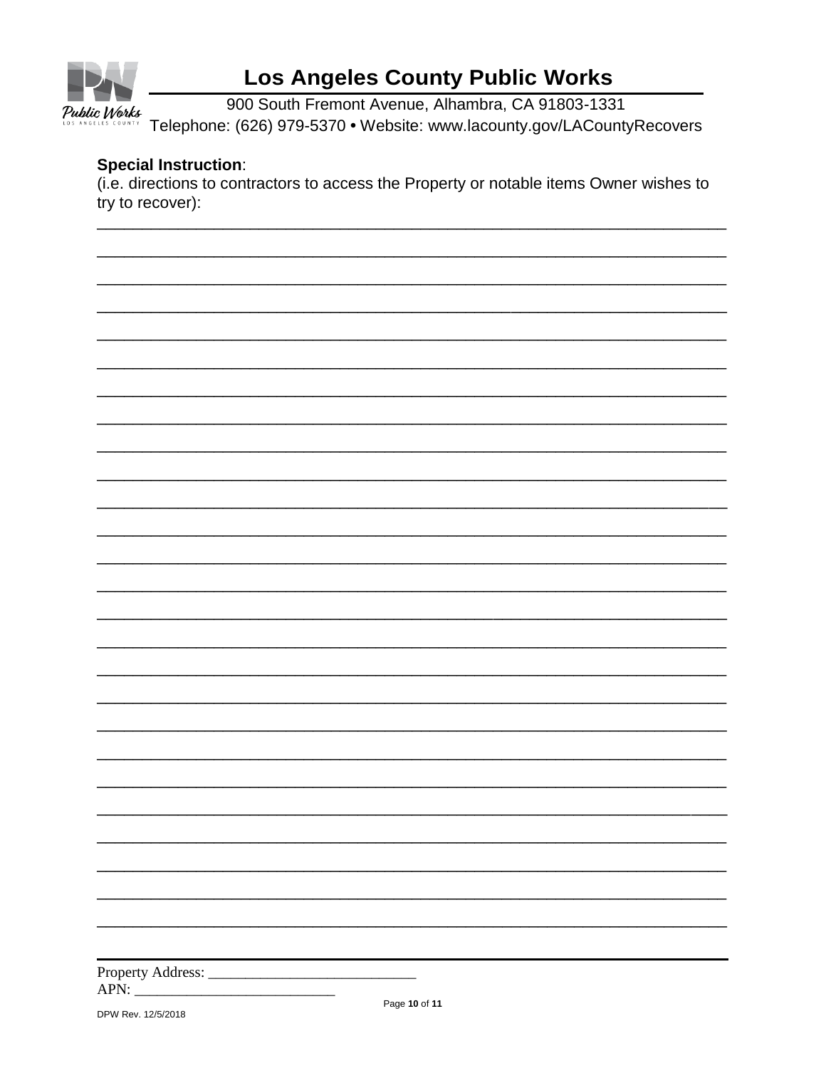**Special Instruction**:
(i.e. directions to contractors to access the Property or notable items Owner wishes to try to recover):

______________________________________________________________________________

______________________________________________________________________________

______________________________________________________________________________

______________________________________________________________________________

______________________________________________________________________________

______________________________________________________________________________

______________________________________________________________________________

______________________________________________________________________________

______________________________________________________________________________

______________________________________________________________________________

______________________________________________________________________________

______________________________________________________________________________

______________________________________________________________________________

______________________________________________________________________________

______________________________________________________________________________

______________________________________________________________________________

______________________________________________________________________________

______________________________________________________________________________

______________________________________________________________________________

______________________________________________________________________________

______________________________________________________________________________

______________________________________________________________________________

______________________________________________________________________________

______________________________________________________________________________

______________________________________________________________________________

Property Address: ____________________________
APN: ___________________________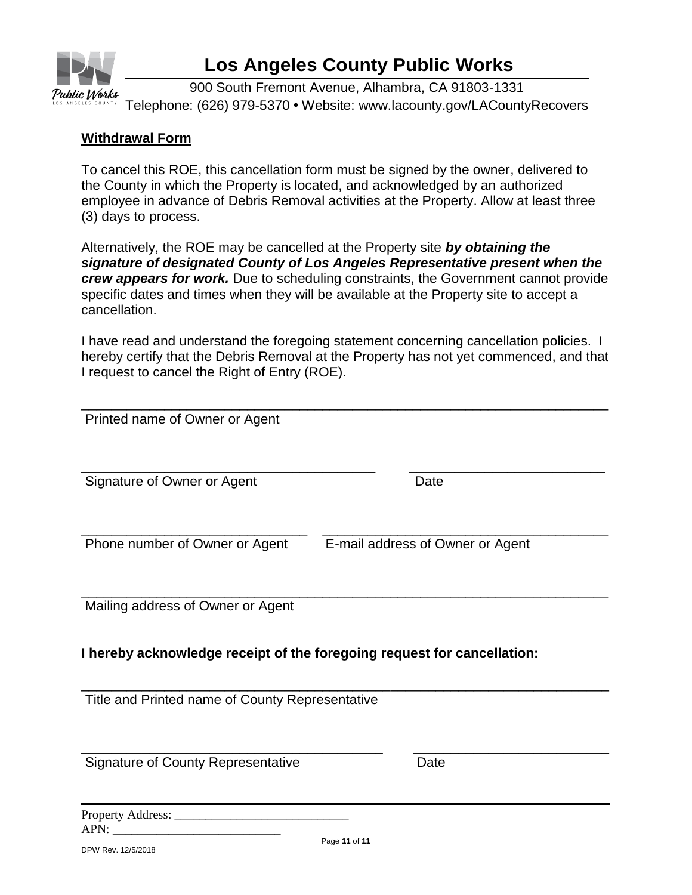# Los Angeles County Public Works

900 South Fremont Avenue, Alhambra, CA 91803-1331

Telephone: (626) 979-5370 • Website: www.lacounty.gov/LACountyRecovers

**Withdrawal Form**

To cancel this ROE, this cancellation form must be signed by the owner, delivered to the County in which the Property is located, and acknowledged by an authorized employee in advance of Debris Removal activities at the Property. Allow at least three (3) days to process.

Alternatively, the ROE may be cancelled at the Property site ***by obtaining the signature of designated County of Los Angeles Representative present when the crew appears for work.*** Due to scheduling constraints, the Government cannot provide specific dates and times when they will be available at the Property site to accept a cancellation.

I have read and understand the foregoing statement concerning cancellation policies. I hereby certify that the Debris Removal at the Property has not yet commenced, and that I request to cancel the Right of Entry (ROE).

\_\_\_\_\_\_\_\_\_\_\_\_\_\_\_\_\_\_\_\_\_\_\_\_\_\_\_\_\_\_\_\_\_\_\_\_\_\_\_\_\_\_\_\_\_\_\_\_\_\_\_\_\_\_\_\_\_\_\_\_\_\_\_\_\_\_\_\_\_\_\_\_
Printed name of Owner or Agent

\_\_\_\_\_\_\_\_\_\_\_\_\_\_\_\_\_\_\_\_\_\_\_\_\_\_\_\_\_\_\_\_\_\_\_\_\_\_\_\_\_ \_\_\_\_\_\_\_\_\_\_\_\_\_\_\_\_\_\_\_\_\_\_\_\_\_\_\_
Signature of Owner or Agent Date

\_\_\_\_\_\_\_\_\_\_\_\_\_\_\_\_\_\_\_\_\_\_\_\_\_\_\_\_\_\_\_\_ \_\_\_\_\_\_\_\_\_\_\_\_\_\_\_\_\_\_\_\_\_\_\_\_\_\_\_\_\_\_\_\_\_\_\_\_\_\_\_\_
Phone number of Owner or Agent E-mail address of Owner or Agent

\_\_\_\_\_\_\_\_\_\_\_\_\_\_\_\_\_\_\_\_\_\_\_\_\_\_\_\_\_\_\_\_\_\_\_\_\_\_\_\_\_\_\_\_\_\_\_\_\_\_\_\_\_\_\_\_\_\_\_\_\_\_\_\_\_\_\_\_\_\_\_\_
Mailing address of Owner or Agent

**I hereby acknowledge receipt of the foregoing request for cancellation:**

\_\_\_\_\_\_\_\_\_\_\_\_\_\_\_\_\_\_\_\_\_\_\_\_\_\_\_\_\_\_\_\_\_\_\_\_\_\_\_\_\_\_\_\_\_\_\_\_\_\_\_\_\_\_\_\_\_\_\_\_\_\_\_\_\_\_\_\_\_\_\_\_
Title and Printed name of County Representative

\_\_\_\_\_\_\_\_\_\_\_\_\_\_\_\_\_\_\_\_\_\_\_\_\_\_\_\_\_\_\_\_\_\_\_\_\_\_\_\_\_\_ \_\_\_\_\_\_\_\_\_\_\_\_\_\_\_\_\_\_\_\_\_\_\_\_\_\_\_
Signature of County Representative Date

Property Address: \_\_\_\_\_\_\_\_\_\_\_\_\_\_\_\_\_\_\_\_\_\_\_\_\_\_\_\_
APN: \_\_\_\_\_\_\_\_\_\_\_\_\_\_\_\_\_\_\_\_\_\_\_\_\_\_\_

DPW Rev. 12/5/2018